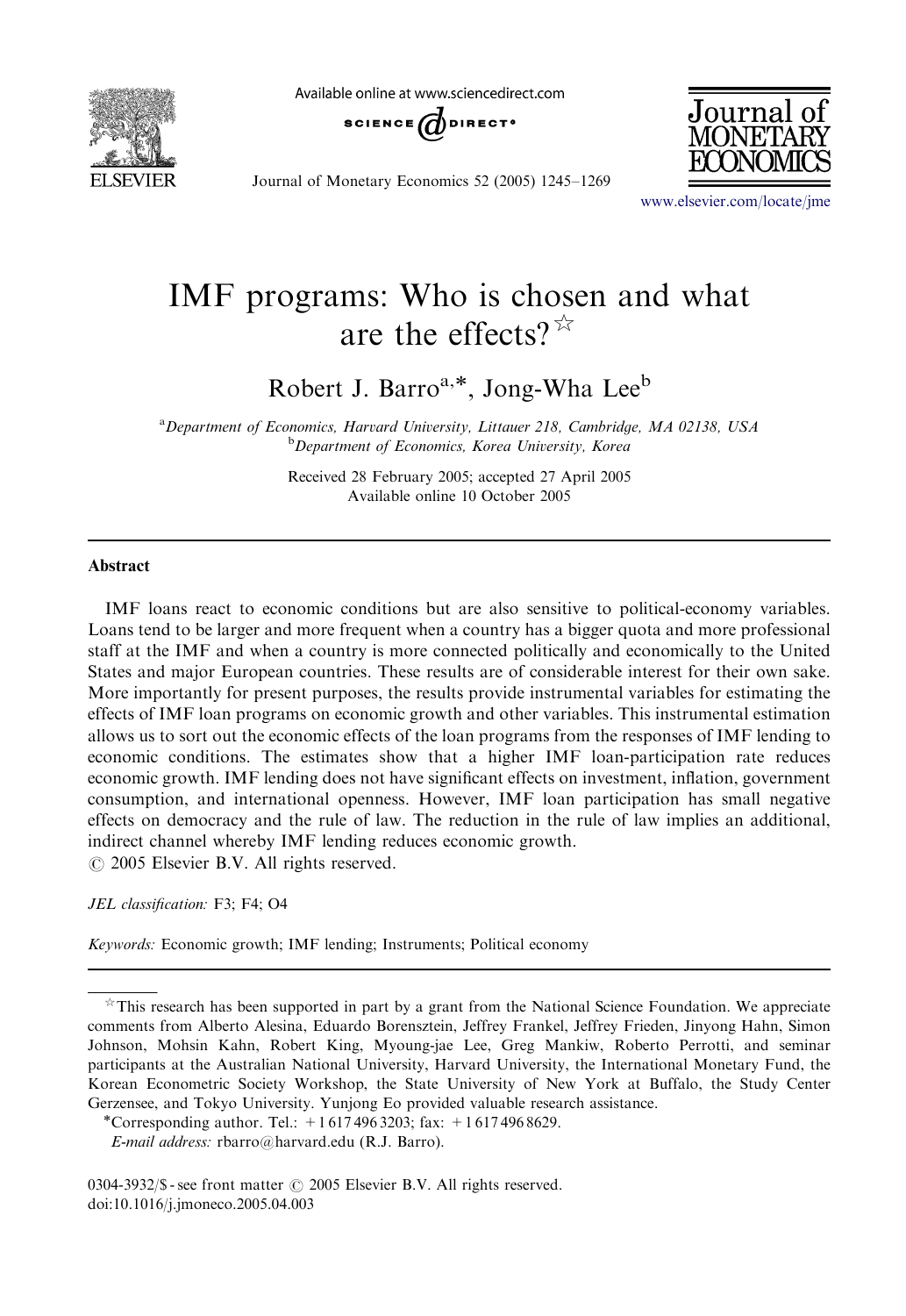# IMF programs: Who is chosen and what are the effects?[☆]

Robert J. Barro[a,*], Jong-Wha Lee[b]

[a] Department of Economics, Harvard University, Littauer 218, Cambridge, MA 02138, USA
[b] Department of Economics, Korea University, Korea

Received 28 February 2005; accepted 27 April 2005
Available online 10 October 2005

## Abstract

IMF loans react to economic conditions but are also sensitive to political-economy variables. Loans tend to be larger and more frequent when a country has a bigger quota and more professional staff at the IMF and when a country is more connected politically and economically to the United States and major European countries. These results are of considerable interest for their own sake. More importantly for present purposes, the results provide instrumental variables for estimating the effects of IMF loan programs on economic growth and other variables. This instrumental estimation allows us to sort out the economic effects of the loan programs from the responses of IMF lending to economic conditions. The estimates show that a higher IMF loan-participation rate reduces economic growth. IMF lending does not have significant effects on investment, inflation, government consumption, and international openness. However, IMF loan participation has small negative effects on democracy and the rule of law. The reduction in the rule of law implies an additional, indirect channel whereby IMF lending reduces economic growth.
© 2005 Elsevier B.V. All rights reserved.

*JEL classification:* F3; F4; O4

*Keywords:* Economic growth; IMF lending; Instruments; Political economy

---

[☆] This research has been supported in part by a grant from the National Science Foundation. We appreciate comments from Alberto Alesina, Eduardo Borensztein, Jeffrey Frankel, Jeffrey Frieden, Jinyong Hahn, Simon Johnson, Mohsin Kahn, Robert King, Myoung-jae Lee, Greg Mankiw, Roberto Perrotti, and seminar participants at the Australian National University, Harvard University, the International Monetary Fund, the Korean Econometric Society Workshop, the State University of New York at Buffalo, the Study Center Gerzensee, and Tokyo University. Yunjong Eo provided valuable research assistance.

*Corresponding author. Tel.: +1 617 496 3203; fax: +1 617 496 8629.
*E-mail address:* rbarro@harvard.edu (R.J. Barro).

0304-3932/$ - see front matter © 2005 Elsevier B.V. All rights reserved.
doi:10.1016/j.jmoneco.2005.04.003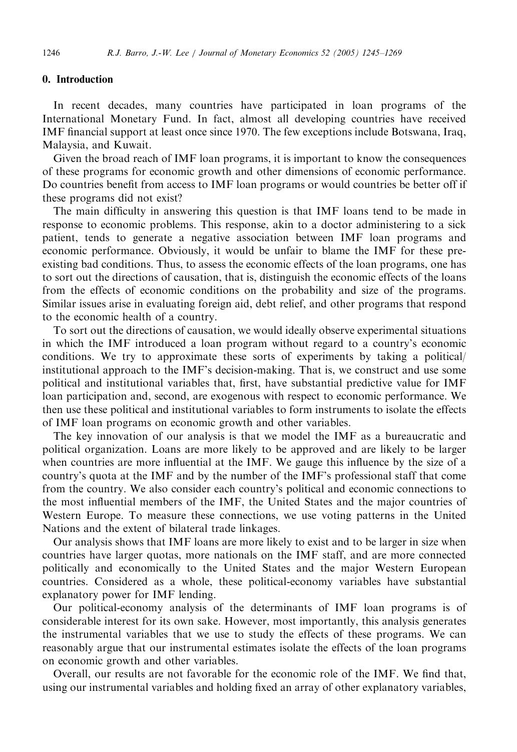## 0. Introduction

In recent decades, many countries have participated in loan programs of the International Monetary Fund. In fact, almost all developing countries have received IMF financial support at least once since 1970. The few exceptions include Botswana, Iraq, Malaysia, and Kuwait.

Given the broad reach of IMF loan programs, it is important to know the consequences of these programs for economic growth and other dimensions of economic performance. Do countries benefit from access to IMF loan programs or would countries be better off if these programs did not exist?

The main difficulty in answering this question is that IMF loans tend to be made in response to economic problems. This response, akin to a doctor administering to a sick patient, tends to generate a negative association between IMF loan programs and economic performance. Obviously, it would be unfair to blame the IMF for these pre-existing bad conditions. Thus, to assess the economic effects of the loan programs, one has to sort out the directions of causation, that is, distinguish the economic effects of the loans from the effects of economic conditions on the probability and size of the programs. Similar issues arise in evaluating foreign aid, debt relief, and other programs that respond to the economic health of a country.

To sort out the directions of causation, we would ideally observe experimental situations in which the IMF introduced a loan program without regard to a country's economic conditions. We try to approximate these sorts of experiments by taking a political/institutional approach to the IMF's decision-making. That is, we construct and use some political and institutional variables that, first, have substantial predictive value for IMF loan participation and, second, are exogenous with respect to economic performance. We then use these political and institutional variables to form instruments to isolate the effects of IMF loan programs on economic growth and other variables.

The key innovation of our analysis is that we model the IMF as a bureaucratic and political organization. Loans are more likely to be approved and are likely to be larger when countries are more influential at the IMF. We gauge this influence by the size of a country's quota at the IMF and by the number of the IMF's professional staff that come from the country. We also consider each country's political and economic connections to the most influential members of the IMF, the United States and the major countries of Western Europe. To measure these connections, we use voting patterns in the United Nations and the extent of bilateral trade linkages.

Our analysis shows that IMF loans are more likely to exist and to be larger in size when countries have larger quotas, more nationals on the IMF staff, and are more connected politically and economically to the United States and the major Western European countries. Considered as a whole, these political-economy variables have substantial explanatory power for IMF lending.

Our political-economy analysis of the determinants of IMF loan programs is of considerable interest for its own sake. However, most importantly, this analysis generates the instrumental variables that we use to study the effects of these programs. We can reasonably argue that our instrumental estimates isolate the effects of the loan programs on economic growth and other variables.

Overall, our results are not favorable for the economic role of the IMF. We find that, using our instrumental variables and holding fixed an array of other explanatory variables,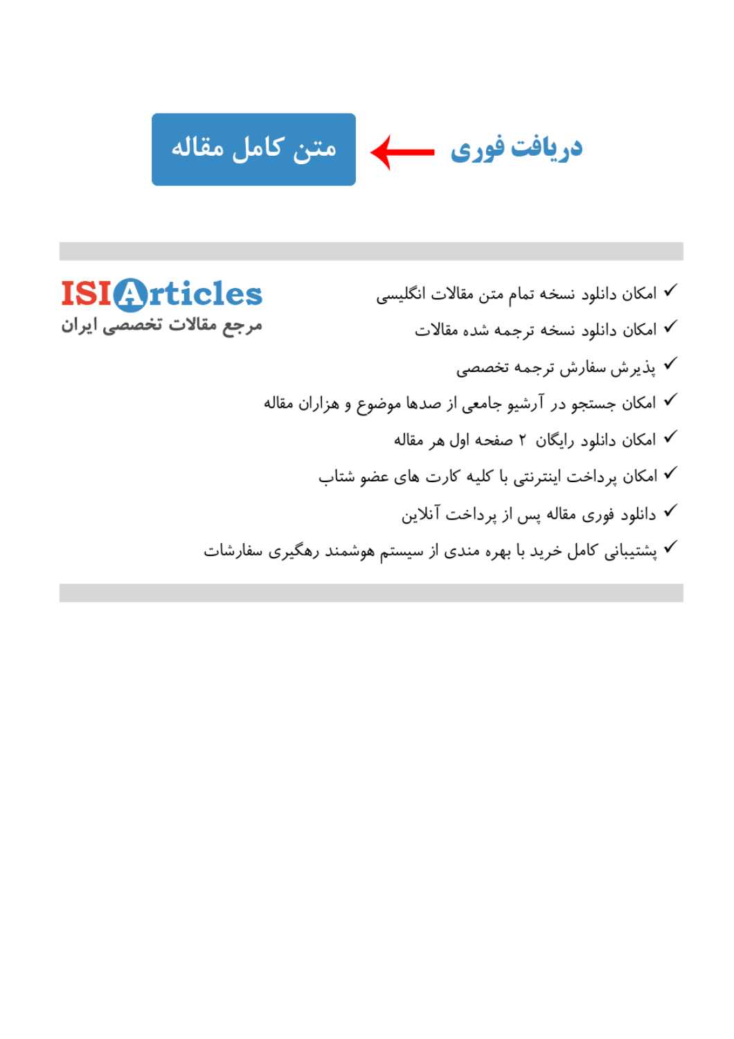دریافت فوری ← **متن کامل مقاله**

**ISIArticles**
مرجع مقالات تخصصی ایران

- ✓ امکان دانلود نسخه تمام متن مقالات انگلیسی
- ✓ امکان دانلود نسخه ترجمه شده مقالات
- ✓ پذیرش سفارش ترجمه تخصصی
- ✓ امکان جستجو در آرشیو جامعی از صدها موضوع و هزاران مقاله
- ✓ امکان دانلود رایگان ۲ صفحه اول هر مقاله
- ✓ امکان پرداخت اینترنتی با کلیه کارت های عضو شتاب
- ✓ دانلود فوری مقاله پس از پرداخت آنلاین
- ✓ پشتیبانی کامل خرید با بهره مندی از سیستم هوشمند رهگیری سفارشات